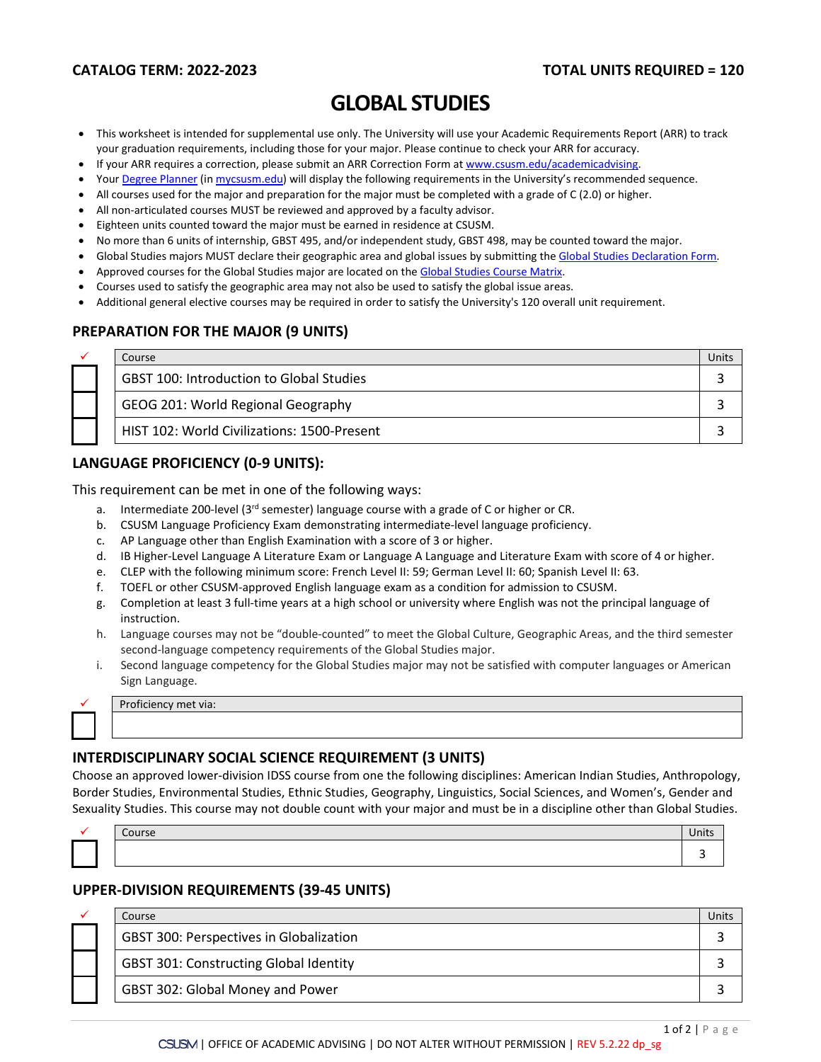**CATALOG TERM: 2022-2023** **TOTAL UNITS REQUIRED = 120**

# GLOBAL STUDIES

- This worksheet is intended for supplemental use only. The University will use your Academic Requirements Report (ARR) to track your graduation requirements, including those for your major. Please continue to check your ARR for accuracy.
- If your ARR requires a correction, please submit an ARR Correction Form at www.csusm.edu/academicadvising.
- Your Degree Planner (in mycsusm.edu) will display the following requirements in the University's recommended sequence.
- All courses used for the major and preparation for the major must be completed with a grade of C (2.0) or higher.
- All non-articulated courses MUST be reviewed and approved by a faculty advisor.
- Eighteen units counted toward the major must be earned in residence at CSUSM.
- No more than 6 units of internship, GBST 495, and/or independent study, GBST 498, may be counted toward the major.
- Global Studies majors MUST declare their geographic area and global issues by submitting the Global Studies Declaration Form.
- Approved courses for the Global Studies major are located on the Global Studies Course Matrix.
- Courses used to satisfy the geographic area may not also be used to satisfy the global issue areas.
- Additional general elective courses may be required in order to satisfy the University's 120 overall unit requirement.

## PREPARATION FOR THE MAJOR (9 UNITS)

| ✓ | Course | Units |
|---|---|---|
| ☐ | GBST 100: Introduction to Global Studies | 3 |
| ☐ | GEOG 201: World Regional Geography | 3 |
| ☐ | HIST 102: World Civilizations: 1500-Present | 3 |

## LANGUAGE PROFICIENCY (0-9 UNITS):

This requirement can be met in one of the following ways:

a. Intermediate 200-level (3rd semester) language course with a grade of C or higher or CR.
b. CSUSM Language Proficiency Exam demonstrating intermediate-level language proficiency.
c. AP Language other than English Examination with a score of 3 or higher.
d. IB Higher-Level Language A Literature Exam or Language A Language and Literature Exam with score of 4 or higher.
e. CLEP with the following minimum score: French Level II: 59; German Level II: 60; Spanish Level II: 63.
f. TOEFL or other CSUSM-approved English language exam as a condition for admission to CSUSM.
g. Completion at least 3 full-time years at a high school or university where English was not the principal language of instruction.
h. Language courses may not be "double-counted" to meet the Global Culture, Geographic Areas, and the third semester second-language competency requirements of the Global Studies major.
i. Second language competency for the Global Studies major may not be satisfied with computer languages or American Sign Language.

| ✓ | Proficiency met via: |
|---|---|
| ☐ | |

## INTERDISCIPLINARY SOCIAL SCIENCE REQUIREMENT (3 UNITS)

Choose an approved lower-division IDSS course from one the following disciplines: American Indian Studies, Anthropology, Border Studies, Environmental Studies, Ethnic Studies, Geography, Linguistics, Social Sciences, and Women's, Gender and Sexuality Studies. This course may not double count with your major and must be in a discipline other than Global Studies.

| ✓ | Course | Units |
|---|---|---|
| ☐ | | 3 |

## UPPER-DIVISION REQUIREMENTS (39-45 UNITS)

| ✓ | Course | Units |
|---|---|---|
| ☐ | GBST 300: Perspectives in Globalization | 3 |
| ☐ | GBST 301: Constructing Global Identity | 3 |
| ☐ | GBST 302: Global Money and Power | 3 |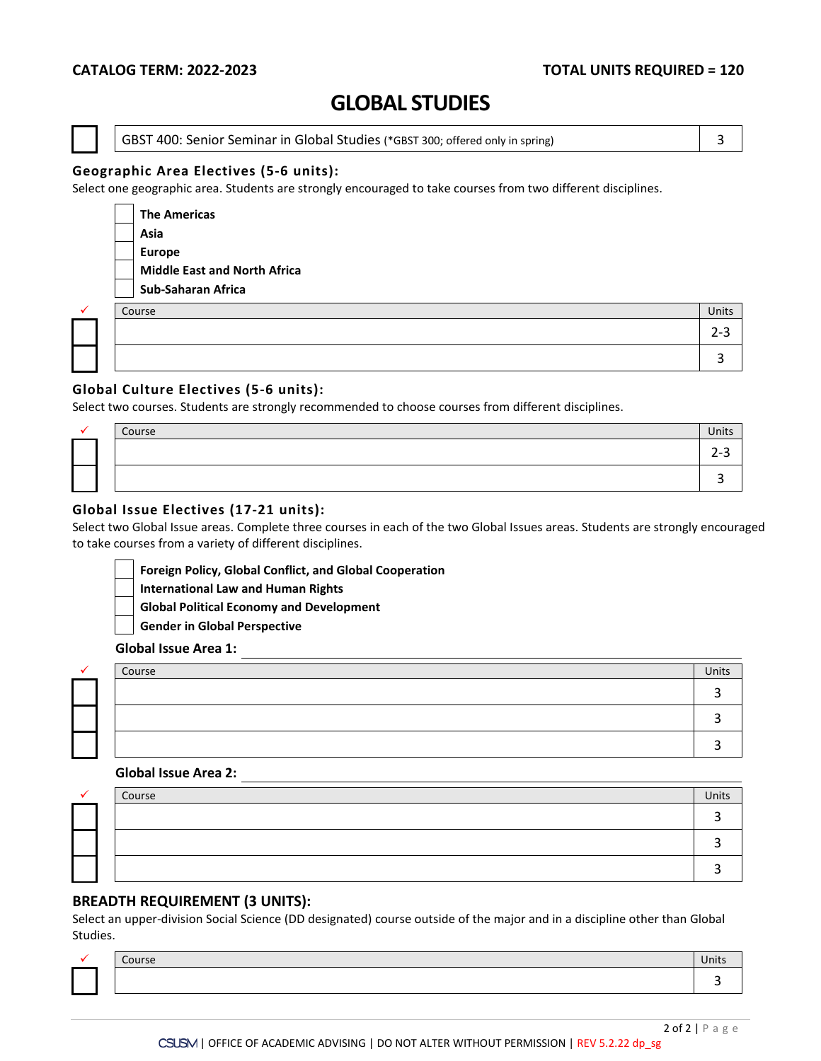CATALOG TERM: 2022-2023 — TOTAL UNITS REQUIRED = 120

# GLOBAL STUDIES

| | | |
|---|---|---|
| ☐ | GBST 400: Senior Seminar in Global Studies (*GBST 300; offered only in spring) | 3 |

## Geographic Area Electives (5-6 units):

Select one geographic area. Students are strongly encouraged to take courses from two different disciplines.

- ☐ **The Americas**
- ☐ **Asia**
- ☐ **Europe**
- ☐ **Middle East and North Africa**
- ☐ **Sub-Saharan Africa**

| ✓ | Course | Units |
|---|---|---|
| ☐ | | 2-3 |
| ☐ | | 3 |

## Global Culture Electives (5-6 units):

Select two courses. Students are strongly recommended to choose courses from different disciplines.

| ✓ | Course | Units |
|---|---|---|
| ☐ | | 2-3 |
| ☐ | | 3 |

## Global Issue Electives (17-21 units):

Select two Global Issue areas. Complete three courses in each of the two Global Issues areas. Students are strongly encouraged to take courses from a variety of different disciplines.

- ☐ **Foreign Policy, Global Conflict, and Global Cooperation**
- ☐ **International Law and Human Rights**
- ☐ **Global Political Economy and Development**
- ☐ **Gender in Global Perspective**

**Global Issue Area 1:** ____________________

| ✓ | Course | Units |
|---|---|---|
| ☐ | | 3 |
| ☐ | | 3 |
| ☐ | | 3 |

**Global Issue Area 2:** ____________________

| ✓ | Course | Units |
|---|---|---|
| ☐ | | 3 |
| ☐ | | 3 |
| ☐ | | 3 |

## BREADTH REQUIREMENT (3 UNITS):

Select an upper-division Social Science (DD designated) course outside of the major and in a discipline other than Global Studies.

| ✓ | Course | Units |
|---|---|---|
| ☐ | | 3 |

CSUSM | OFFICE OF ACADEMIC ADVISING | DO NOT ALTER WITHOUT PERMISSION | REV 5.2.22 dp_sg